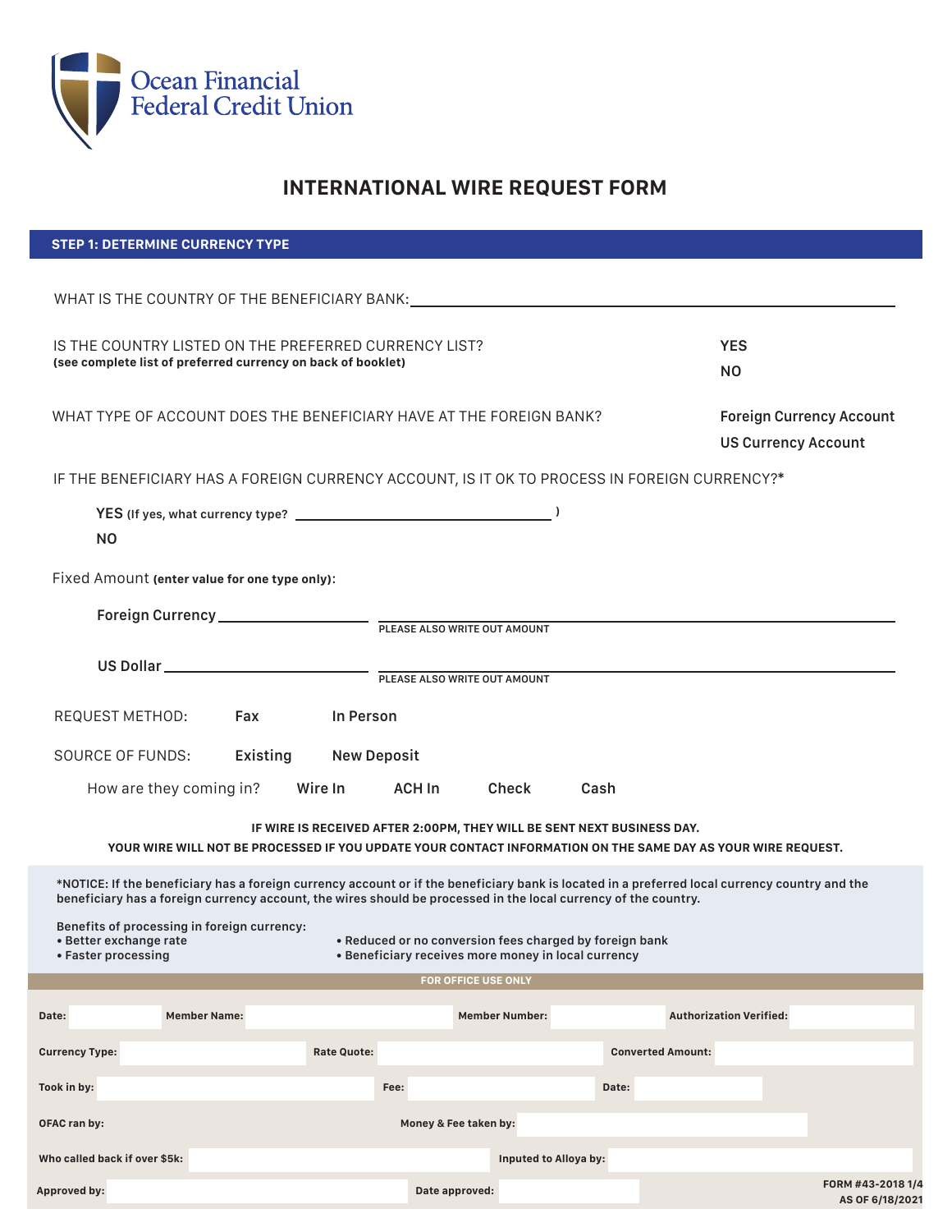Ocean Financial
Federal Credit Union

# INTERNATIONAL WIRE REQUEST FORM

## STEP 1: DETERMINE CURRENCY TYPE

WHAT IS THE COUNTRY OF THE BENEFICIARY BANK: ______________________________

IS THE COUNTRY LISTED ON THE PREFERRED CURRENCY LIST?
**(see complete list of preferred currency on back of booklet)**

**YES**
**NO**

WHAT TYPE OF ACCOUNT DOES THE BENEFICIARY HAVE AT THE FOREIGN BANK?

**Foreign Currency Account**
**US Currency Account**

IF THE BENEFICIARY HAS A FOREIGN CURRENCY ACCOUNT, IS IT OK TO PROCESS IN FOREIGN CURRENCY?*

**YES** **(If yes, what currency type?** ______________________ **)**
**NO**

Fixed Amount **(enter value for one type only):**

**Foreign Currency** ______________ ______________________________
PLEASE ALSO WRITE OUT AMOUNT

**US Dollar** ______________ ______________________________
PLEASE ALSO WRITE OUT AMOUNT

REQUEST METHOD: **Fax** **In Person**

SOURCE OF FUNDS: **Existing** **New Deposit**

How are they coming in? **Wire In** **ACH In** **Check** **Cash**

**IF WIRE IS RECEIVED AFTER 2:00PM, THEY WILL BE SENT NEXT BUSINESS DAY.**
**YOUR WIRE WILL NOT BE PROCESSED IF YOU UPDATE YOUR CONTACT INFORMATION ON THE SAME DAY AS YOUR WIRE REQUEST.**

**\*NOTICE: If the beneficiary has a foreign currency account or if the beneficiary bank is located in a preferred local currency country and the beneficiary has a foreign currency account, the wires should be processed in the local currency of the country.**

**Benefits of processing in foreign currency:**
- **Better exchange rate**
- **Faster processing**
- **Reduced or no conversion fees charged by foreign bank**
- **Beneficiary receives more money in local currency**

**FOR OFFICE USE ONLY**

| | | | | | | | |
|---|---|---|---|---|---|---|---|
| **Date:** | | **Member Name:** | | **Member Number:** | | **Authorization Verified:** | |
| **Currency Type:** | | **Rate Quote:** | | **Converted Amount:** | | | |
| **Took in by:** | | **Fee:** | | **Date:** | | | |
| **OFAC ran by:** | | **Money & Fee taken by:** | | | | | |
| **Who called back if over $5k:** | | **Inputed to Alloya by:** | | | | | |
| **Approved by:** | | **Date approved:** | | | | | |

FORM #43-2018 1/4
AS OF 6/18/2021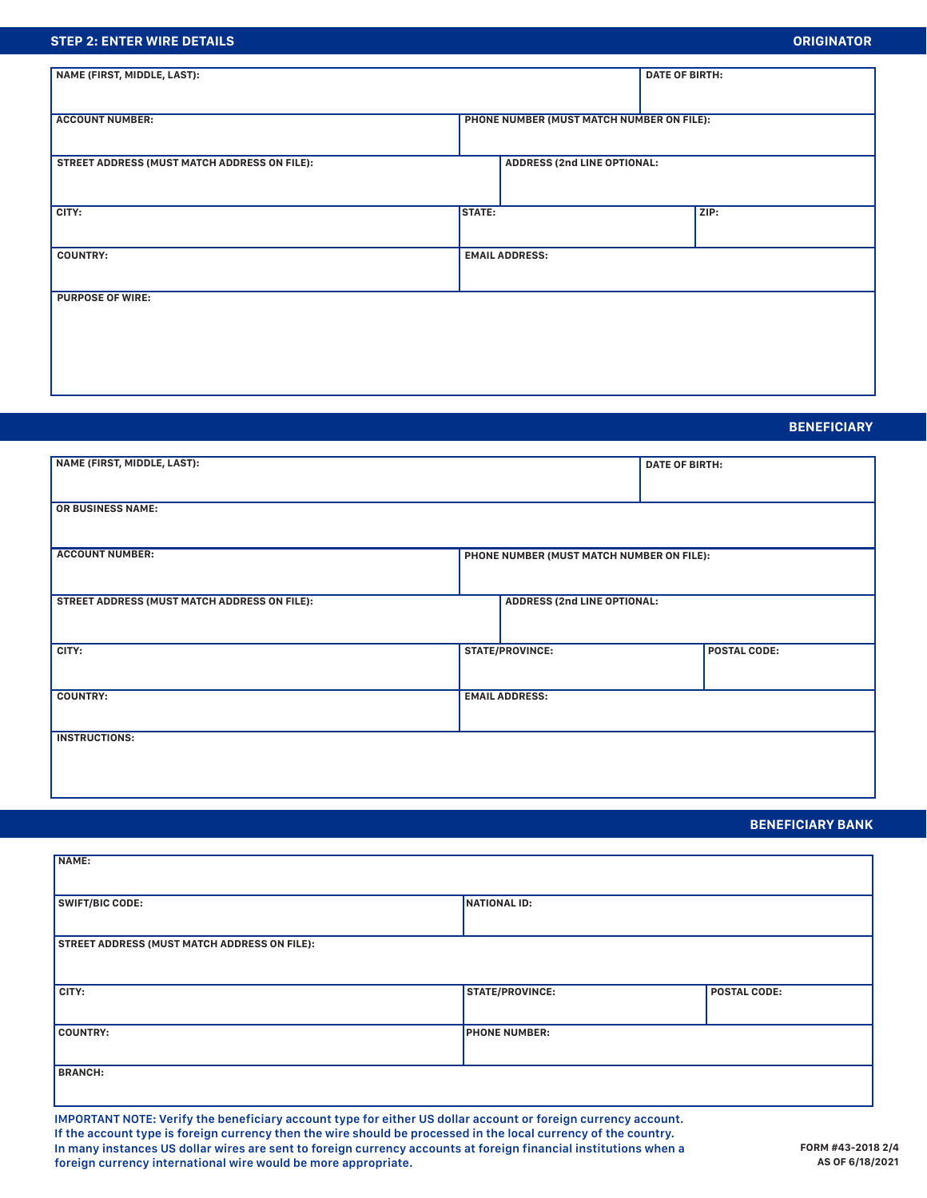## STEP 2: ENTER WIRE DETAILS

### ORIGINATOR

| NAME (FIRST, MIDDLE, LAST): | DATE OF BIRTH: |
|---|---|
| | |

| ACCOUNT NUMBER: | PHONE NUMBER (MUST MATCH NUMBER ON FILE): |
|---|---|
| | |

| STREET ADDRESS (MUST MATCH ADDRESS ON FILE): | ADDRESS (2nd LINE OPTIONAL: |
|---|---|
| | |

| CITY: | STATE: | ZIP: |
|---|---|---|
| | | |

| COUNTRY: | EMAIL ADDRESS: |
|---|---|
| | |

| PURPOSE OF WIRE: |
|---|
| |

### BENEFICIARY

| NAME (FIRST, MIDDLE, LAST): | DATE OF BIRTH: |
|---|---|
| | |

| OR BUSINESS NAME: |
|---|
| |

| ACCOUNT NUMBER: | PHONE NUMBER (MUST MATCH NUMBER ON FILE): |
|---|---|
| | |

| STREET ADDRESS (MUST MATCH ADDRESS ON FILE): | ADDRESS (2nd LINE OPTIONAL: |
|---|---|
| | |

| CITY: | STATE/PROVINCE: | POSTAL CODE: |
|---|---|---|
| | | |

| COUNTRY: | EMAIL ADDRESS: |
|---|---|
| | |

| INSTRUCTIONS: |
|---|
| |

### BENEFICIARY BANK

| NAME: |
|---|
| |

| SWIFT/BIC CODE: | NATIONAL ID: |
|---|---|
| | |

| STREET ADDRESS (MUST MATCH ADDRESS ON FILE): |
|---|
| |

| CITY: | STATE/PROVINCE: | POSTAL CODE: |
|---|---|---|
| | | |

| COUNTRY: | PHONE NUMBER: |
|---|---|
| | |

| BRANCH: |
|---|
| |

**IMPORTANT NOTE: Verify the beneficiary account type for either US dollar account or foreign currency account. If the account type is foreign currency then the wire should be processed in the local currency of the country. In many instances US dollar wires are sent to foreign currency accounts at foreign financial institutions when a foreign currency international wire would be more appropriate.**

FORM #43-2018 2/4
AS OF 6/18/2021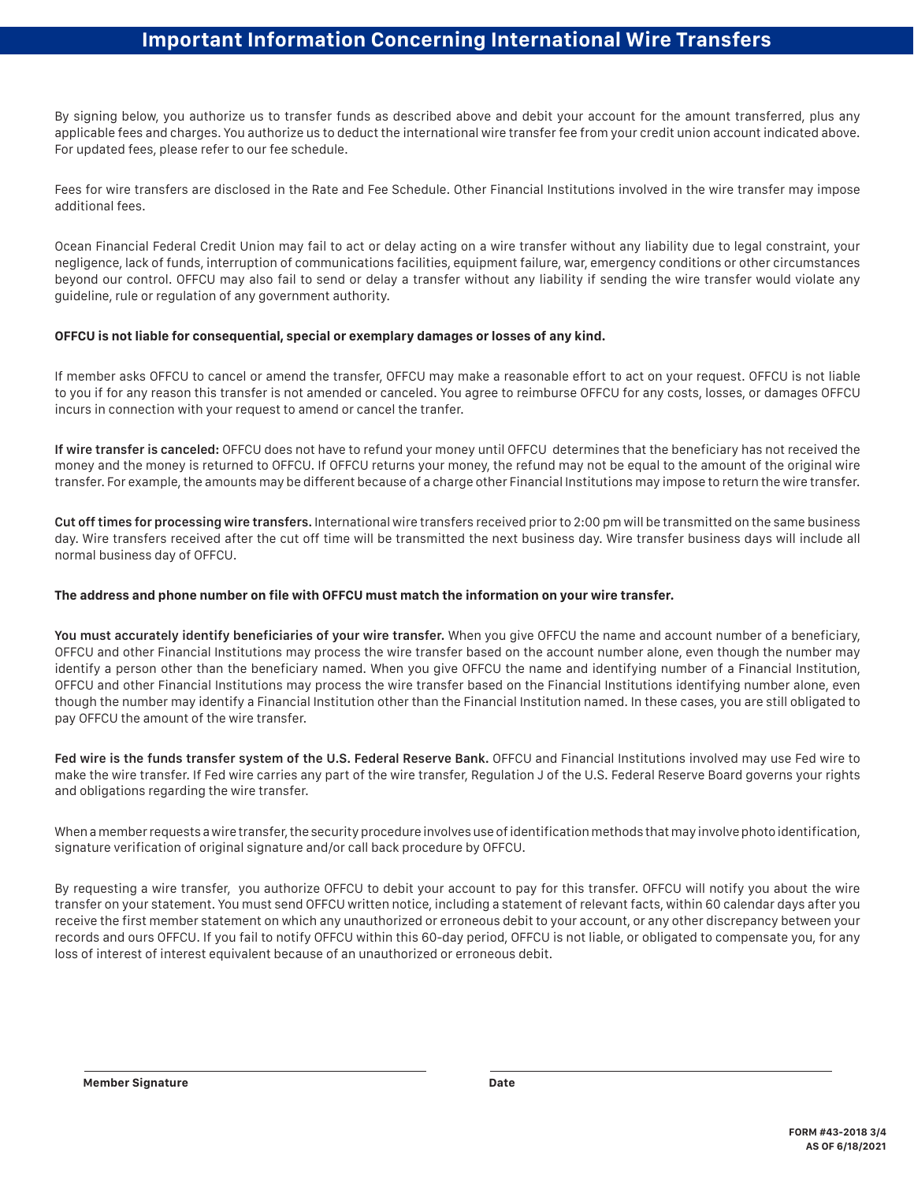# Important Information Concerning International Wire Transfers

By signing below, you authorize us to transfer funds as described above and debit your account for the amount transferred, plus any applicable fees and charges. You authorize us to deduct the international wire transfer fee from your credit union account indicated above. For updated fees, please refer to our fee schedule.

Fees for wire transfers are disclosed in the Rate and Fee Schedule. Other Financial Institutions involved in the wire transfer may impose additional fees.

Ocean Financial Federal Credit Union may fail to act or delay acting on a wire transfer without any liability due to legal constraint, your negligence, lack of funds, interruption of communications facilities, equipment failure, war, emergency conditions or other circumstances beyond our control. OFFCU may also fail to send or delay a transfer without any liability if sending the wire transfer would violate any guideline, rule or regulation of any government authority.

**OFFCU is not liable for consequential, special or exemplary damages or losses of any kind.**

If member asks OFFCU to cancel or amend the transfer, OFFCU may make a reasonable effort to act on your request. OFFCU is not liable to you if for any reason this transfer is not amended or canceled. You agree to reimburse OFFCU for any costs, losses, or damages OFFCU incurs in connection with your request to amend or cancel the tranfer.

**If wire transfer is canceled:** OFFCU does not have to refund your money until OFFCU determines that the beneficiary has not received the money and the money is returned to OFFCU. If OFFCU returns your money, the refund may not be equal to the amount of the original wire transfer. For example, the amounts may be different because of a charge other Financial Institutions may impose to return the wire transfer.

**Cut off times for processing wire transfers.** International wire transfers received prior to 2:00 pm will be transmitted on the same business day. Wire transfers received after the cut off time will be transmitted the next business day. Wire transfer business days will include all normal business day of OFFCU.

**The address and phone number on file with OFFCU must match the information on your wire transfer.**

**You must accurately identify beneficiaries of your wire transfer.** When you give OFFCU the name and account number of a beneficiary, OFFCU and other Financial Institutions may process the wire transfer based on the account number alone, even though the number may identify a person other than the beneficiary named. When you give OFFCU the name and identifying number of a Financial Institution, OFFCU and other Financial Institutions may process the wire transfer based on the Financial Institutions identifying number alone, even though the number may identify a Financial Institution other than the Financial Institution named. In these cases, you are still obligated to pay OFFCU the amount of the wire transfer.

**Fed wire is the funds transfer system of the U.S. Federal Reserve Bank.** OFFCU and Financial Institutions involved may use Fed wire to make the wire transfer. If Fed wire carries any part of the wire transfer, Regulation J of the U.S. Federal Reserve Board governs your rights and obligations regarding the wire transfer.

When a member requests a wire transfer, the security procedure involves use of identification methods that may involve photo identification, signature verification of original signature and/or call back procedure by OFFCU.

By requesting a wire transfer, you authorize OFFCU to debit your account to pay for this transfer. OFFCU will notify you about the wire transfer on your statement. You must send OFFCU written notice, including a statement of relevant facts, within 60 calendar days after you receive the first member statement on which any unauthorized or erroneous debit to your account, or any other discrepancy between your records and ours OFFCU. If you fail to notify OFFCU within this 60-day period, OFFCU is not liable, or obligated to compensate you, for any loss of interest of interest equivalent because of an unauthorized or erroneous debit.

**Member Signature** ______________________________ **Date** ______________________________

**FORM #43-2018 3/4**
**AS OF 6/18/2021**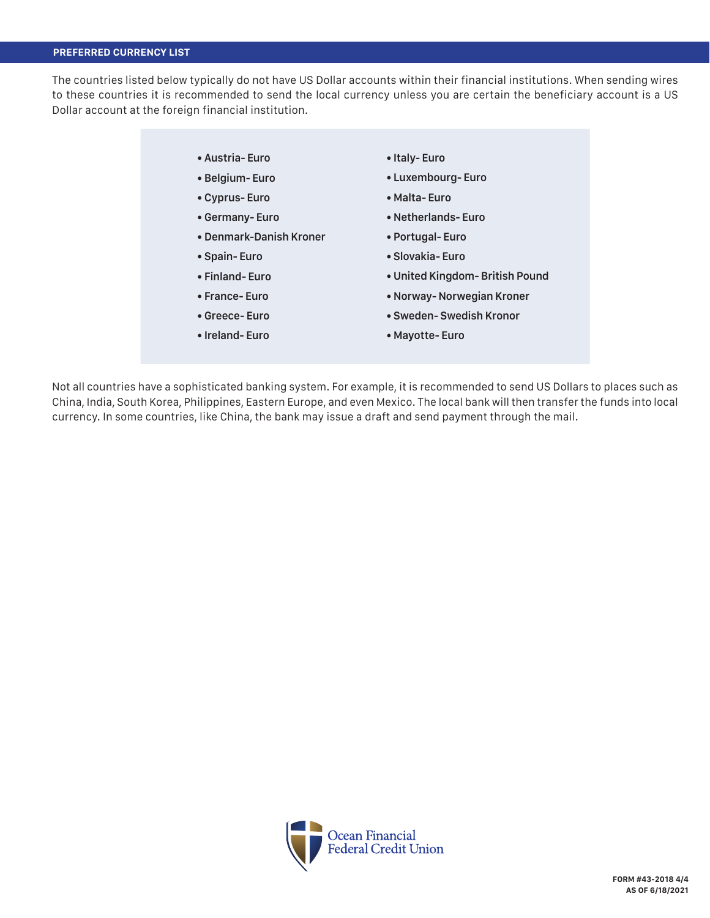## PREFERRED CURRENCY LIST

The countries listed below typically do not have US Dollar accounts within their financial institutions. When sending wires to these countries it is recommended to send the local currency unless you are certain the beneficiary account is a US Dollar account at the foreign financial institution.

- **Austria- Euro**
- **Belgium- Euro**
- **Cyprus- Euro**
- **Germany- Euro**
- **Denmark-Danish Kroner**
- **Spain- Euro**
- **Finland- Euro**
- **France- Euro**
- **Greece- Euro**
- **Ireland- Euro**
- **Italy- Euro**
- **Luxembourg- Euro**
- **Malta- Euro**
- **Netherlands- Euro**
- **Portugal- Euro**
- **Slovakia- Euro**
- **United Kingdom- British Pound**
- **Norway- Norwegian Kroner**
- **Sweden- Swedish Kronor**
- **Mayotte- Euro**

Not all countries have a sophisticated banking system. For example, it is recommended to send US Dollars to places such as China, India, South Korea, Philippines, Eastern Europe, and even Mexico. The local bank will then transfer the funds into local currency. In some countries, like China, the bank may issue a draft and send payment through the mail.

Ocean Financial Federal Credit Union

**FORM #43-2018 4/4**
**AS OF 6/18/2021**